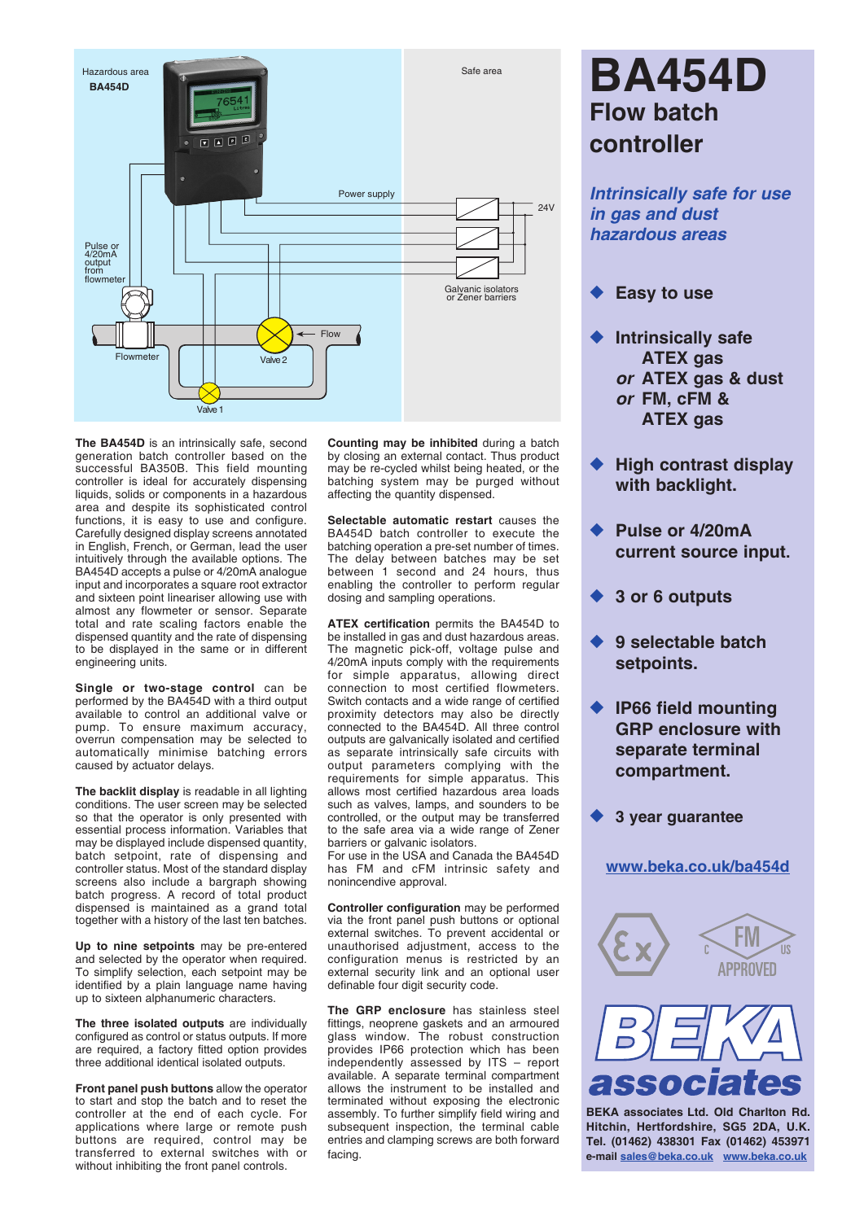# BA454D

## Flow batch controller

***Intrinsically safe for use in gas and dust hazardous areas***

- **Easy to use**
- **Intrinsically safe ATEX gas *or* ATEX gas & dust *or* FM, cFM & ATEX gas**
- **High contrast display with backlight.**
- **Pulse or 4/20mA current source input.**
- **3 or 6 outputs**
- **9 selectable batch setpoints.**
- **IP66 field mounting GRP enclosure with separate terminal compartment.**
- **3 year guarantee**

**www.beka.co.uk/ba454d**

Hazardous area
BA454D

Safe area

Power supply

24V

Pulse or 4/20mA output from flowmeter

Galvanic isolators or Zener barriers

Flow

Flowmeter

Valve 2

Valve 1

**The BA454D** is an intrinsically safe, second generation batch controller based on the successful BA350B. This field mounting controller is ideal for accurately dispensing liquids, solids or components in a hazardous area and despite its sophisticated control functions, it is easy to use and configure. Carefully designed display screens annotated in English, French, or German, lead the user intuitively through the available options. The BA454D accepts a pulse or 4/20mA analogue input and incorporates a square root extractor and sixteen point lineariser allowing use with almost any flowmeter or sensor. Separate total and rate scaling factors enable the dispensed quantity and the rate of dispensing to be displayed in the same or in different engineering units.

**Single or two-stage control** can be performed by the BA454D with a third output available to control an additional valve or pump. To ensure maximum accuracy, overrun compensation may be selected to automatically minimise batching errors caused by actuator delays.

**The backlit display** is readable in all lighting conditions. The user screen may be selected so that the operator is only presented with essential process information. Variables that may be displayed include dispensed quantity, batch setpoint, rate of dispensing and controller status. Most of the standard display screens also include a bargraph showing batch progress. A record of total product dispensed is maintained as a grand total together with a history of the last ten batches.

**Up to nine setpoints** may be pre-entered and selected by the operator when required. To simplify selection, each setpoint may be identified by a plain language name having up to sixteen alphanumeric characters.

**The three isolated outputs** are individually configured as control or status outputs. If more are required, a factory fitted option provides three additional identical isolated outputs.

**Front panel push buttons** allow the operator to start and stop the batch and to reset the controller at the end of each cycle. For applications where large or remote push buttons are required, control may be transferred to external switches with or without inhibiting the front panel controls.

**Counting may be inhibited** during a batch by closing an external contact. Thus product may be re-cycled whilst being heated, or the batching system may be purged without affecting the quantity dispensed.

**Selectable automatic restart** causes the BA454D batch controller to execute the batching operation a pre-set number of times. The delay between batches may be set between 1 second and 24 hours, thus enabling the controller to perform regular dosing and sampling operations.

**ATEX certification** permits the BA454D to be installed in gas and dust hazardous areas. The magnetic pick-off, voltage pulse and 4/20mA inputs comply with the requirements for simple apparatus, allowing direct connection to most certified flowmeters. Switch contacts and a wide range of certified proximity detectors may also be directly connected to the BA454D. All three control outputs are galvanically isolated and certified as separate intrinsically safe circuits with output parameters complying with the requirements for simple apparatus. This allows most certified hazardous area loads such as valves, lamps, and sounders to be controlled, or the output may be transferred to the safe area via a wide range of Zener barriers or galvanic isolators.
For use in the USA and Canada the BA454D has FM and cFM intrinsic safety and nonincendive approval.

**Controller configuration** may be performed via the front panel push buttons or optional external switches. To prevent accidental or unauthorised adjustment, access to the configuration menus is restricted by an external security link and an optional user definable four digit security code.

**The GRP enclosure** has stainless steel fittings, neoprene gaskets and an armoured glass window. The robust construction provides IP66 protection which has been independently assessed by ITS – report available. A separate terminal compartment allows the instrument to be installed and terminated without exposing the electronic assembly. To further simplify field wiring and subsequent inspection, the terminal cable entries and clamping screws are both forward facing.

FM APPROVED

**BEKA associates**

**BEKA associates Ltd. Old Charlton Rd. Hitchin, Hertfordshire, SG5 2DA, U.K. Tel. (01462) 438301 Fax (01462) 453971 e-mail sales@beka.co.uk www.beka.co.uk**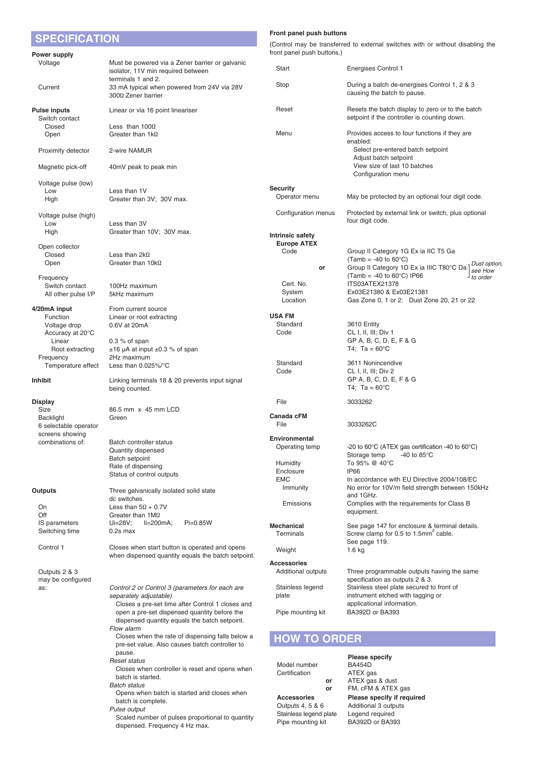# SPECIFICATION

### Power supply

| | |
|---|---|
| Voltage | Must be powered via a Zener barrier or galvanic isolator, 11V min required between terminals 1 and 2. |
| Current | 33 mA typical when powered from 24V via 28V 300Ω Zener barrier |

### Pulse inputs

| | |
|---|---|
| **Pulse inputs** | Linear or via 16 point lineariser |
| Switch contact | |
| Closed | Less than 100Ω |
| Open | Greater than 1kΩ |
| Proximity detector | 2-wire NAMUR |
| Magnetic pick-off | 40mV peak to peak min |
| Voltage pulse (low) | |
| Low | Less than 1V |
| High | Greater than 3V; 30V max. |
| Voltage pulse (high) | |
| Low | Less than 3V |
| High | Greater than 10V; 30V max. |
| Open collector | |
| Closed | Less than 2kΩ |
| Open | Greater than 10kΩ |
| Frequency | |
| Switch contact | 100Hz maximum |
| All other pulse I/P | 5kHz maximum |

### 4/20mA input

| | |
|---|---|
| **4/20mA input** | From current source |
| Function | Linear or root extracting |
| Voltage drop | 0.6V at 20mA |
| Accuracy at 20°C | |
| Linear | 0.3 % of span |
| Root extracting | ±16 μA at input ±0.3 % of span |
| Frequency | 2Hz maximum |
| Temperature effect | Less than 0.025%/°C |

### Inhibit

Linking terminals 18 & 20 prevents input signal being counted.

### Display

| | |
|---|---|
| Size | 86.5 mm x 45 mm LCD |
| Backlight | Green |
| 6 selectable operator screens showing combinations of: | Batch controller status<br>Quantity dispensed<br>Batch setpoint<br>Rate of dispensing<br>Status of control outputs |

### Outputs

| | |
|---|---|
| **Outputs** | Three galvanically isolated solid state dc switches. |
| On | Less than 5Ω + 0.7V |
| Off | Greater than 1MΩ |
| IS parameters | Ui=28V; Ii=200mA; Pi=0.85W |
| Switching time | 0.2s max |
| Control 1 | Closes when start button is operated and opens when dispensed quantity equals the batch setpoint. |

Outputs 2 & 3 may be configured as:

*Control 2 or Control 3 (parameters for each are separately adjustable)*
Closes a pre-set time after Control 1 closes and open a pre-set dispensed quantity before the dispensed quantity equals the batch setpoint.

*Flow alarm*
Closes when the rate of dispensing falls below a pre-set value. Also causes batch controller to pause.

*Reset status*
Closes when controller is reset and opens when batch is started.

*Batch status*
Opens when batch is started and closes when batch is complete.

*Pulse output*
Scaled number of pulses proportional to quantity dispensed. Frequency 4 Hz max.

### Front panel push buttons

(Control may be transferred to external switches with or without disabling the front panel push buttons.)

| | |
|---|---|
| Start | Energises Control 1 |
| Stop | During a batch de-energises Control 1, 2 & 3 causing the batch to pause. |
| Reset | Resets the batch display to zero or to the batch setpoint if the controller is counting down. |
| Menu | Provides access to four functions if they are enabled:<br>Select pre-entered batch setpoint<br>Adjust batch setpoint<br>View size of last 10 batches<br>Configuration menu |

### Security

| | |
|---|---|
| Operator menu | May be protected by an optional four digit code. |
| Configuration menus | Protected by external link or switch, plus optional four digit code. |

### Intrinsic safety

**Europe ATEX**

| | |
|---|---|
| Code | Group II Category 1G Ex ia IIC T5 Ga<br>(Tamb = -40 to 60°C) |
| or | Group II Category 1D Ex ia IIIC T80°C Da<br>(Tamb = -40 to 60°C) IP66 — *Dust option, see How to order* |
| Cert. No. | ITS03ATEX21378 |
| System | Ex03E21380 & Ex03E21381 |
| Location | Gas Zone 0, 1 or 2: Dust Zone 20, 21 or 22 |

**USA FM**

| | |
|---|---|
| Standard | 3610 Entity |
| Code | CL I, II, III; Div 1<br>GP A, B, C, D, E, F & G<br>T4; Ta = 60°C |
| Standard | 3611 Nonincendive |
| Code | CL I, II, III; Div 2<br>GP A, B, C, D, E, F & G<br>T4; Ta = 60°C |
| File | 3033262 |

**Canada cFM**

| | |
|---|---|
| File | 3033262C |

### Environmental

| | |
|---|---|
| Operating temp | -20 to 60°C (ATEX gas certification -40 to 60°C) |
| Storage temp | -40 to 85°C |
| Humidity | To 95% @ 40°C |
| Enclosure | IP66 |
| EMC | In accordance with EU Directive 2004/108/EC |
| Immunity | No error for 10V/m field strength between 150kHz and 1GHz. |
| Emissions | Complies with the requirements for Class B equipment. |

### Mechanical

| | |
|---|---|
| **Mechanical** | See page 147 for enclosure & terminal details. |
| Terminals | Screw clamp for 0.5 to 1.5mm$^2$ cable. See page 119. |
| Weight | 1.6 kg |

### Accessories

| | |
|---|---|
| Additional outputs | Three programmable outputs having the same specification as outputs 2 & 3. |
| Stainless legend plate | Stainless steel plate secured to front of instrument etched with tagging or applicational information. |
| Pipe mounting kit | BA392D or BA393 |

# HOW TO ORDER

| | **Please specify** |
|---|---|
| Model number | BA454D |
| Certification | ATEX gas |
| or | ATEX gas & dust |
| or | FM, cFM & ATEX gas |
| **Accessories** | **Please specify if required** |
| Outputs 4, 5 & 6 | Additional 3 outputs |
| Stainless legend plate | Legend required |
| Pipe mounting kit | BA392D or BA393 |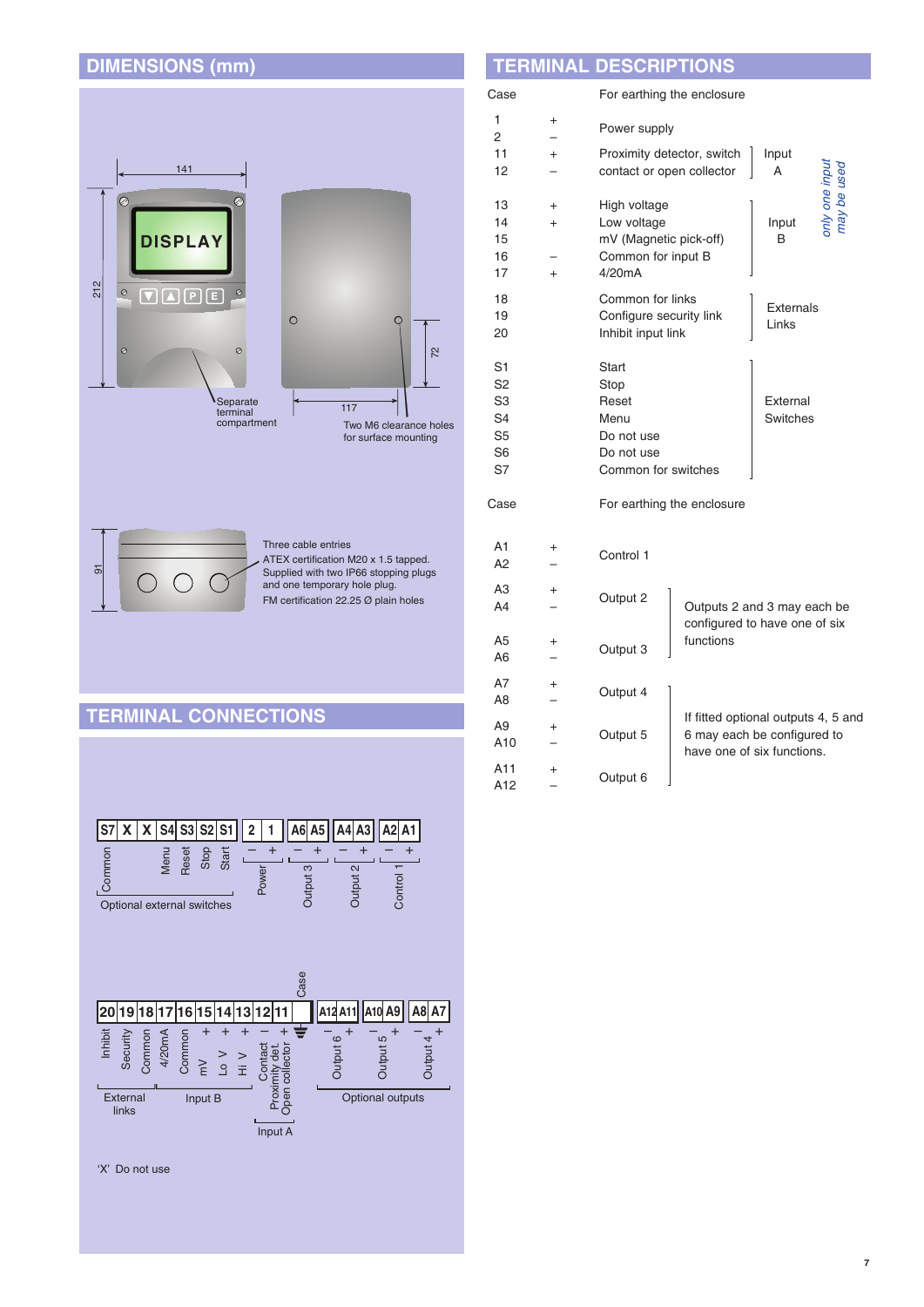## DIMENSIONS (mm)

141

212

DISPLAY

Separate terminal compartment

117

72

Two M6 clearance holes for surface mounting

91

Three cable entries
ATEX certification M20 x 1.5 tapped.
Supplied with two IP66 stopping plugs and one temporary hole plug.
FM certification 22.25 Ø plain holes

## TERMINAL CONNECTIONS

S7 X X S4 S3 S2 S1 | 2 1 | A6 A5 | A4 A3 | A2 A1

Common, Menu, Reset, Stop, Start — Optional external switches

Power (– +), Output 3 (– +), Output 2 (– +), Control 1 (– +)

20 19 18 17 16 15 14 13 12 11 Case | A12 A11 | A10 A9 | A8 A7

Inhibit, Security, Common — External links

4/20mA, Common, mV, Lo V, Hi V — Input B

Contact, Proximity det., Open collector — Input A

Output 6, Output 5, Output 4 — Optional outputs

'X' Do not use

## TERMINAL DESCRIPTIONS

| | | | | |
|---|---|---|---|---|
| Case | | For earthing the enclosure | | |
| 1 | + | Power supply | | |
| 2 | – | | | |
| 11 | + | Proximity detector, switch | Input A | *only one input may be used* |
| 12 | – | contact or open collector | | |
| 13 | + | High voltage | Input B | |
| 14 | + | Low voltage | | |
| 15 | | mV (Magnetic pick-off) | | |
| 16 | – | Common for input B | | |
| 17 | + | 4/20mA | | |
| 18 | | Common for links | Externals Links | |
| 19 | | Configure security link | | |
| 20 | | Inhibit input link | | |
| S1 | | Start | External Switches | |
| S2 | | Stop | | |
| S3 | | Reset | | |
| S4 | | Menu | | |
| S5 | | Do not use | | |
| S6 | | Do not use | | |
| S7 | | Common for switches | | |
| Case | | For earthing the enclosure | | |
| A1 | + | Control 1 | | |
| A2 | – | | | |
| A3 | + | Output 2 | Outputs 2 and 3 may each be configured to have one of six functions | |
| A4 | – | | | |
| A5 | + | Output 3 | | |
| A6 | – | | | |
| A7 | + | Output 4 | If fitted optional outputs 4, 5 and 6 may each be configured to have one of six functions. | |
| A8 | – | | | |
| A9 | + | Output 5 | | |
| A10 | – | | | |
| A11 | + | Output 6 | | |
| A12 | – | | | |